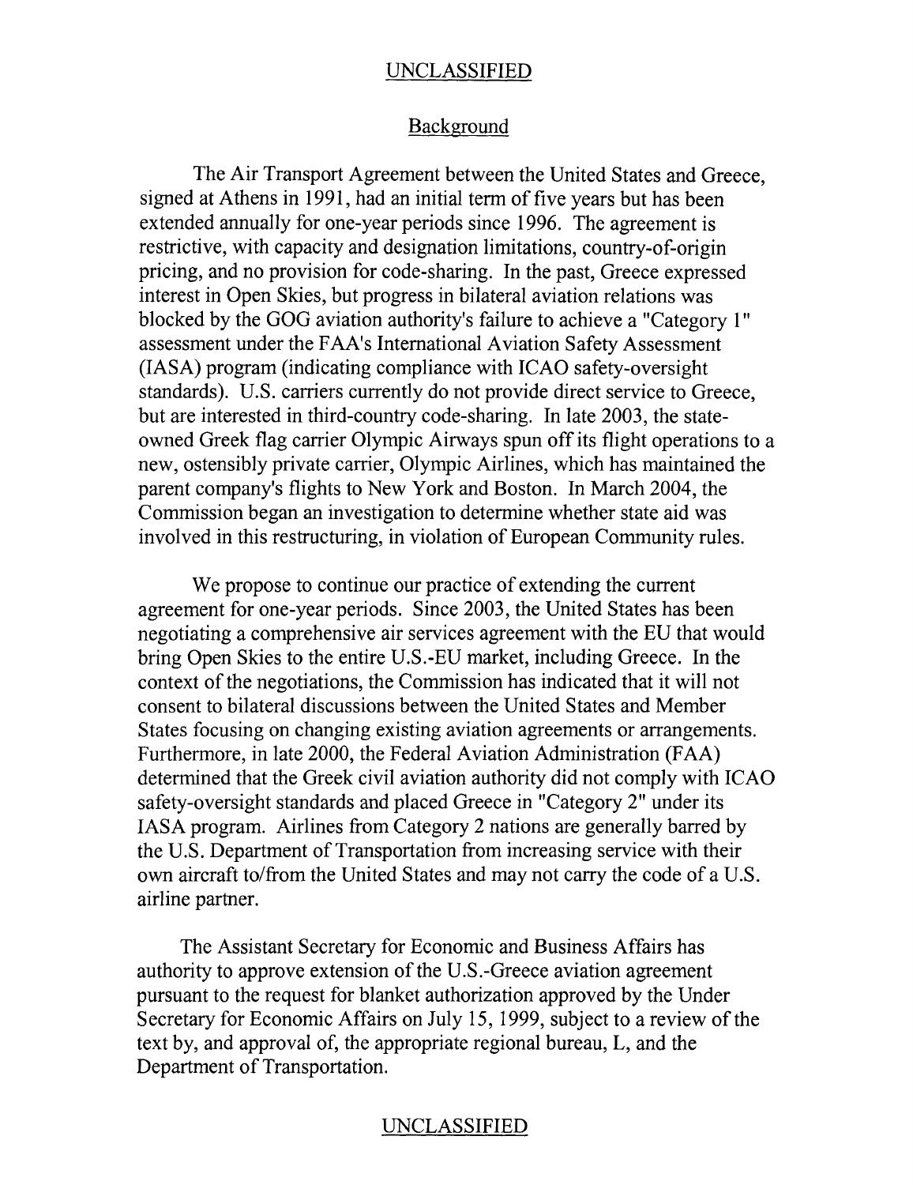UNCLASSIFIED

## Background

The Air Transport Agreement between the United States and Greece, signed at Athens in 1991, had an initial term of five years but has been extended annually for one-year periods since 1996. The agreement is restrictive, with capacity and designation limitations, country-of-origin pricing, and no provision for code-sharing. In the past, Greece expressed interest in Open Skies, but progress in bilateral aviation relations was blocked by the GOG aviation authority's failure to achieve a "Category 1" assessment under the FAA's International Aviation Safety Assessment (IASA) program (indicating compliance with ICAO safety-oversight standards). U.S. carriers currently do not provide direct service to Greece, but are interested in third-country code-sharing. In late 2003, the state-owned Greek flag carrier Olympic Airways spun off its flight operations to a new, ostensibly private carrier, Olympic Airlines, which has maintained the parent company's flights to New York and Boston. In March 2004, the Commission began an investigation to determine whether state aid was involved in this restructuring, in violation of European Community rules.

We propose to continue our practice of extending the current agreement for one-year periods. Since 2003, the United States has been negotiating a comprehensive air services agreement with the EU that would bring Open Skies to the entire U.S.-EU market, including Greece. In the context of the negotiations, the Commission has indicated that it will not consent to bilateral discussions between the United States and Member States focusing on changing existing aviation agreements or arrangements. Furthermore, in late 2000, the Federal Aviation Administration (FAA) determined that the Greek civil aviation authority did not comply with ICAO safety-oversight standards and placed Greece in "Category 2" under its IASA program. Airlines from Category 2 nations are generally barred by the U.S. Department of Transportation from increasing service with their own aircraft to/from the United States and may not carry the code of a U.S. airline partner.

The Assistant Secretary for Economic and Business Affairs has authority to approve extension of the U.S.-Greece aviation agreement pursuant to the request for blanket authorization approved by the Under Secretary for Economic Affairs on July 15, 1999, subject to a review of the text by, and approval of, the appropriate regional bureau, L, and the Department of Transportation.

UNCLASSIFIED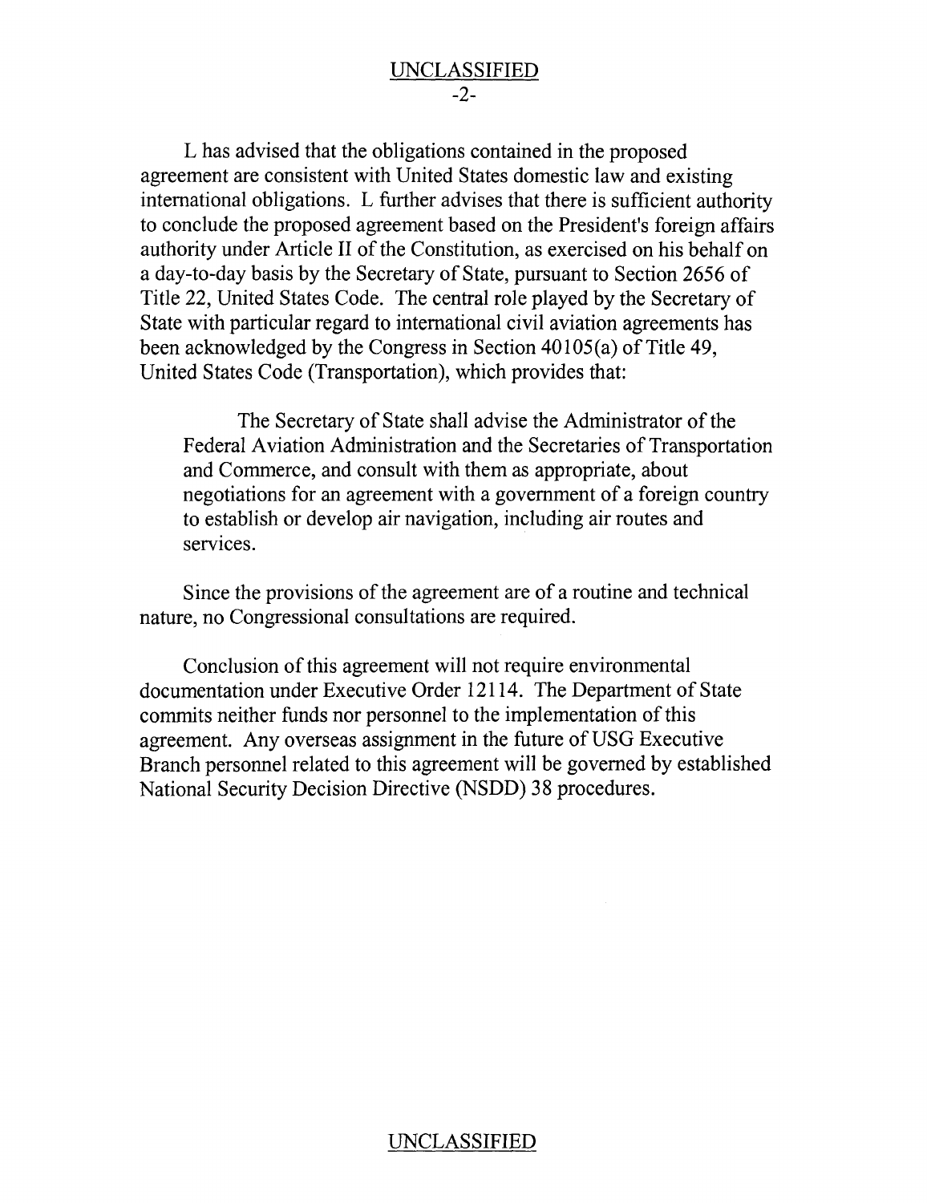UNCLASSIFIED

L has advised that the obligations contained in the proposed agreement are consistent with United States domestic law and existing international obligations. L further advises that there is sufficient authority to conclude the proposed agreement based on the President's foreign affairs authority under Article II of the Constitution, as exercised on his behalf on a day-to-day basis by the Secretary of State, pursuant to Section 2656 of Title 22, United States Code. The central role played by the Secretary of State with particular regard to international civil aviation agreements has been acknowledged by the Congress in Section 40105(a) of Title 49, United States Code (Transportation), which provides that:

> The Secretary of State shall advise the Administrator of the Federal Aviation Administration and the Secretaries of Transportation and Commerce, and consult with them as appropriate, about negotiations for an agreement with a government of a foreign country to establish or develop air navigation, including air routes and services.

Since the provisions of the agreement are of a routine and technical nature, no Congressional consultations are required.

Conclusion of this agreement will not require environmental documentation under Executive Order 12114. The Department of State commits neither funds nor personnel to the implementation of this agreement. Any overseas assignment in the future of USG Executive Branch personnel related to this agreement will be governed by established National Security Decision Directive (NSDD) 38 procedures.

UNCLASSIFIED